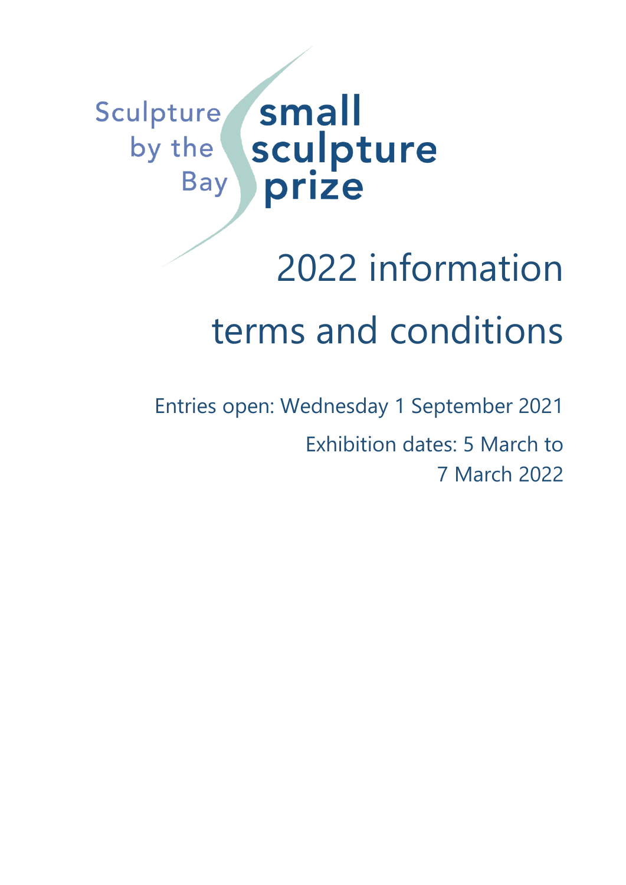Sculpture by the Bay

# small sculpture prize

# 2022 information terms and conditions

Entries open: Wednesday 1 September 2021

Exhibition dates: 5 March to 7 March 2022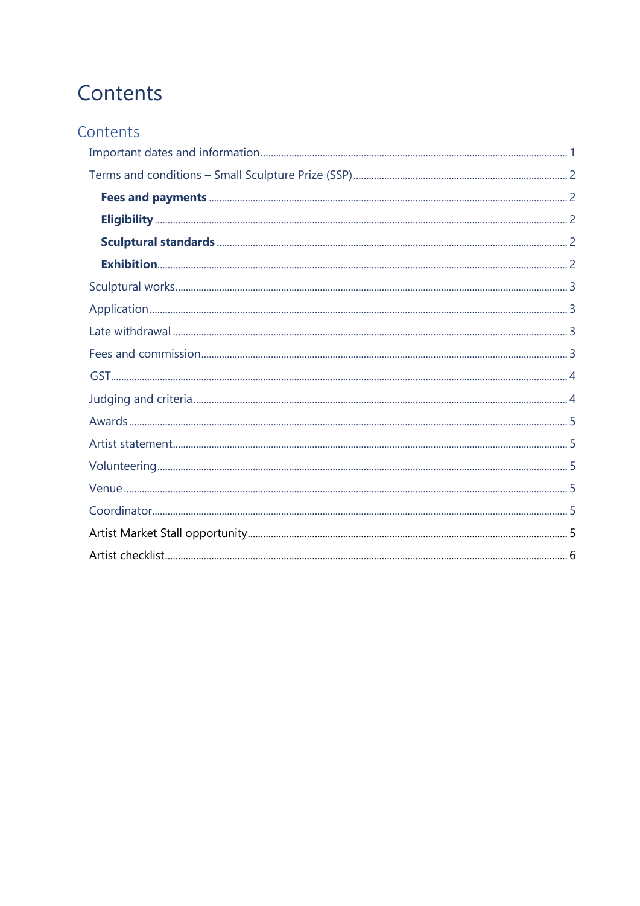# Contents

## Contents

- Important dates and information ........ 1
- Terms and conditions – Small Sculpture Prize (SSP) ........ 2
  - **Fees and payments** ........ 2
  - **Eligibility** ........ 2
  - **Sculptural standards** ........ 2
  - **Exhibition** ........ 2
- Sculptural works ........ 3
- Application ........ 3
- Late withdrawal ........ 3
- Fees and commission ........ 3
- GST ........ 4
- Judging and criteria ........ 4
- Awards ........ 5
- Artist statement ........ 5
- Volunteering ........ 5
- Venue ........ 5
- Coordinator ........ 5
- Artist Market Stall opportunity ........ 5
- Artist checklist ........ 6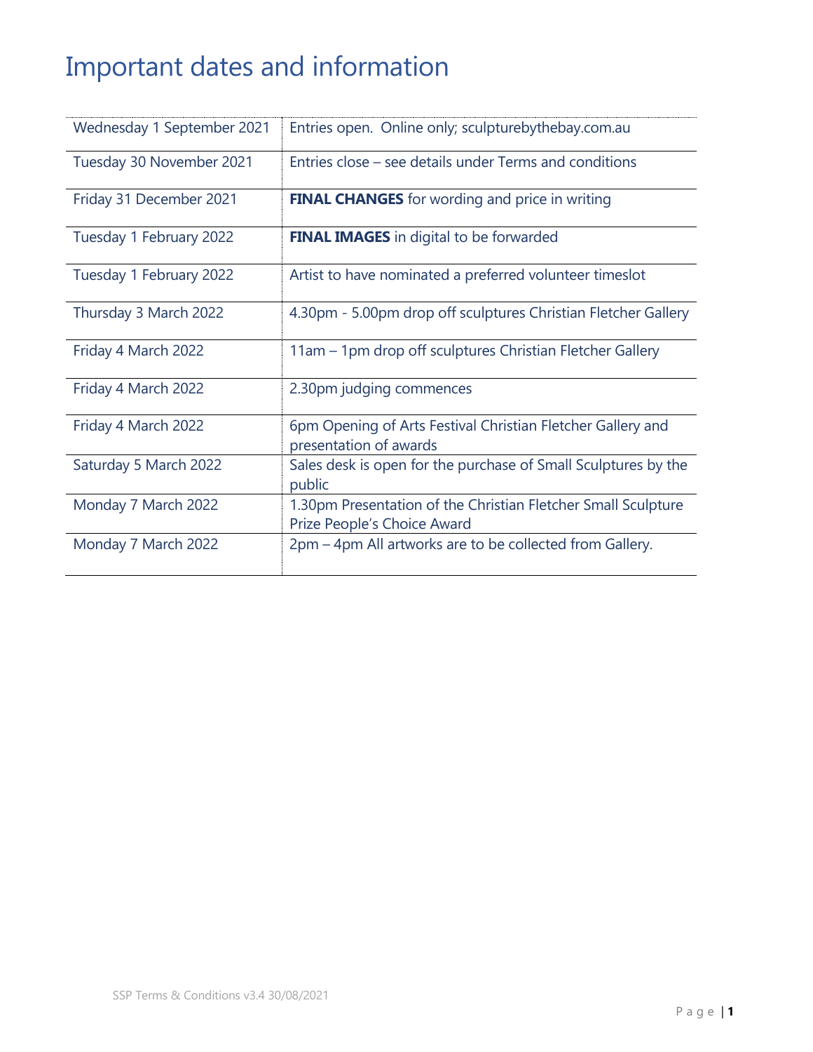# Important dates and information

| | |
|---|---|
| Wednesday 1 September 2021 | Entries open. Online only; sculpturebythebay.com.au |
| Tuesday 30 November 2021 | Entries close – see details under Terms and conditions |
| Friday 31 December 2021 | **FINAL CHANGES** for wording and price in writing |
| Tuesday 1 February 2022 | **FINAL IMAGES** in digital to be forwarded |
| Tuesday 1 February 2022 | Artist to have nominated a preferred volunteer timeslot |
| Thursday 3 March 2022 | 4.30pm - 5.00pm drop off sculptures Christian Fletcher Gallery |
| Friday 4 March 2022 | 11am – 1pm drop off sculptures Christian Fletcher Gallery |
| Friday 4 March 2022 | 2.30pm judging commences |
| Friday 4 March 2022 | 6pm Opening of Arts Festival Christian Fletcher Gallery and presentation of awards |
| Saturday 5 March 2022 | Sales desk is open for the purchase of Small Sculptures by the public |
| Monday 7 March 2022 | 1.30pm Presentation of the Christian Fletcher Small Sculpture Prize People's Choice Award |
| Monday 7 March 2022 | 2pm – 4pm All artworks are to be collected from Gallery. |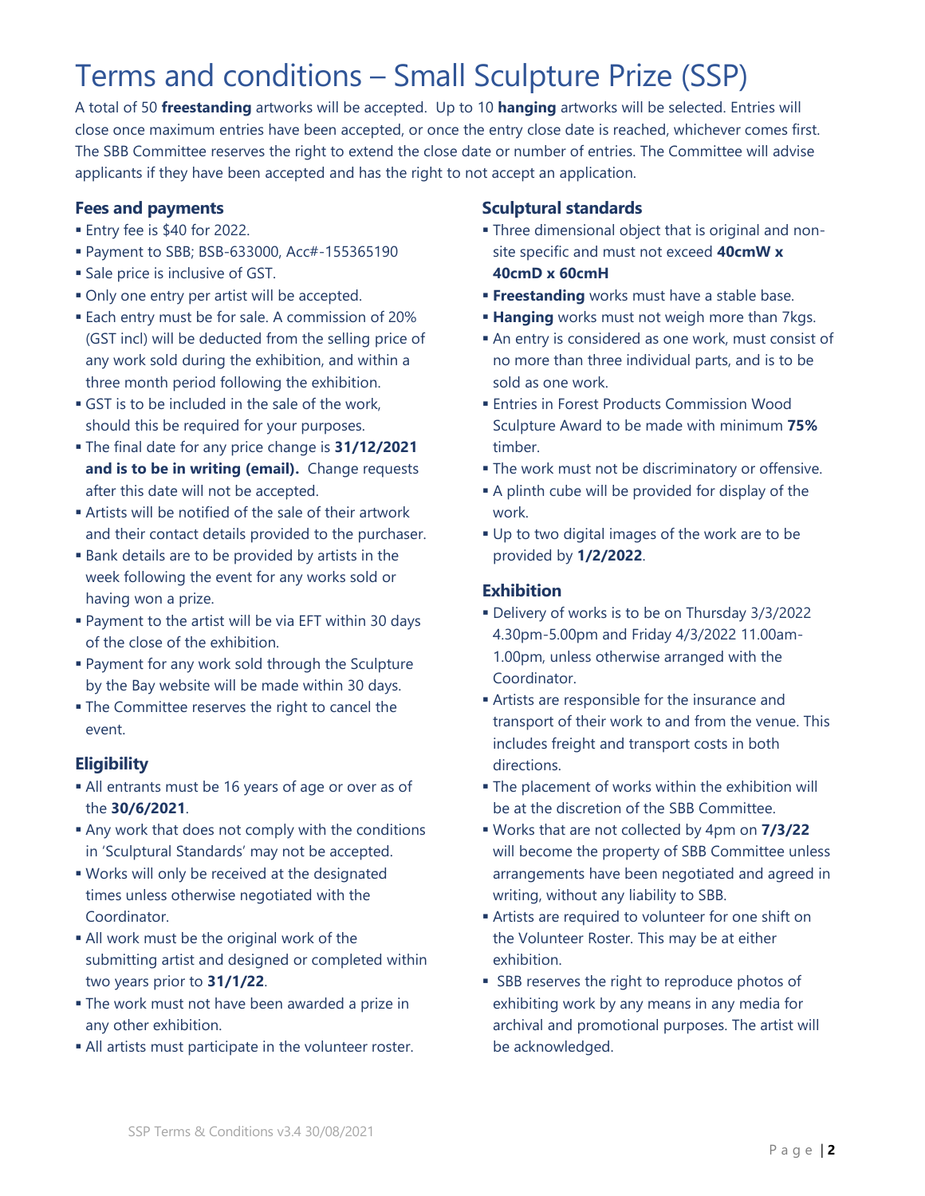# Terms and conditions – Small Sculpture Prize (SSP)

A total of 50 **freestanding** artworks will be accepted. Up to 10 **hanging** artworks will be selected. Entries will close once maximum entries have been accepted, or once the entry close date is reached, whichever comes first. The SBB Committee reserves the right to extend the close date or number of entries. The Committee will advise applicants if they have been accepted and has the right to not accept an application.

### Fees and payments

- Entry fee is $40 for 2022.
- Payment to SBB; BSB-633000, Acc#-155365190
- Sale price is inclusive of GST.
- Only one entry per artist will be accepted.
- Each entry must be for sale. A commission of 20% (GST incl) will be deducted from the selling price of any work sold during the exhibition, and within a three month period following the exhibition.
- GST is to be included in the sale of the work, should this be required for your purposes.
- The final date for any price change is **31/12/2021 and is to be in writing (email).** Change requests after this date will not be accepted.
- Artists will be notified of the sale of their artwork and their contact details provided to the purchaser.
- Bank details are to be provided by artists in the week following the event for any works sold or having won a prize.
- Payment to the artist will be via EFT within 30 days of the close of the exhibition.
- Payment for any work sold through the Sculpture by the Bay website will be made within 30 days.
- The Committee reserves the right to cancel the event.

### Eligibility

- All entrants must be 16 years of age or over as of the **30/6/2021**.
- Any work that does not comply with the conditions in 'Sculptural Standards' may not be accepted.
- Works will only be received at the designated times unless otherwise negotiated with the Coordinator.
- All work must be the original work of the submitting artist and designed or completed within two years prior to **31/1/22**.
- The work must not have been awarded a prize in any other exhibition.
- All artists must participate in the volunteer roster.

### Sculptural standards

- Three dimensional object that is original and non-site specific and must not exceed **40cmW x 40cmD x 60cmH**
- **Freestanding** works must have a stable base.
- **Hanging** works must not weigh more than 7kgs.
- An entry is considered as one work, must consist of no more than three individual parts, and is to be sold as one work.
- Entries in Forest Products Commission Wood Sculpture Award to be made with minimum **75%** timber.
- The work must not be discriminatory or offensive.
- A plinth cube will be provided for display of the work.
- Up to two digital images of the work are to be provided by **1/2/2022**.

### Exhibition

- Delivery of works is to be on Thursday 3/3/2022 4.30pm-5.00pm and Friday 4/3/2022 11.00am-1.00pm, unless otherwise arranged with the Coordinator.
- Artists are responsible for the insurance and transport of their work to and from the venue. This includes freight and transport costs in both directions.
- The placement of works within the exhibition will be at the discretion of the SBB Committee.
- Works that are not collected by 4pm on **7/3/22** will become the property of SBB Committee unless arrangements have been negotiated and agreed in writing, without any liability to SBB.
- Artists are required to volunteer for one shift on the Volunteer Roster. This may be at either exhibition.
- SBB reserves the right to reproduce photos of exhibiting work by any means in any media for archival and promotional purposes. The artist will be acknowledged.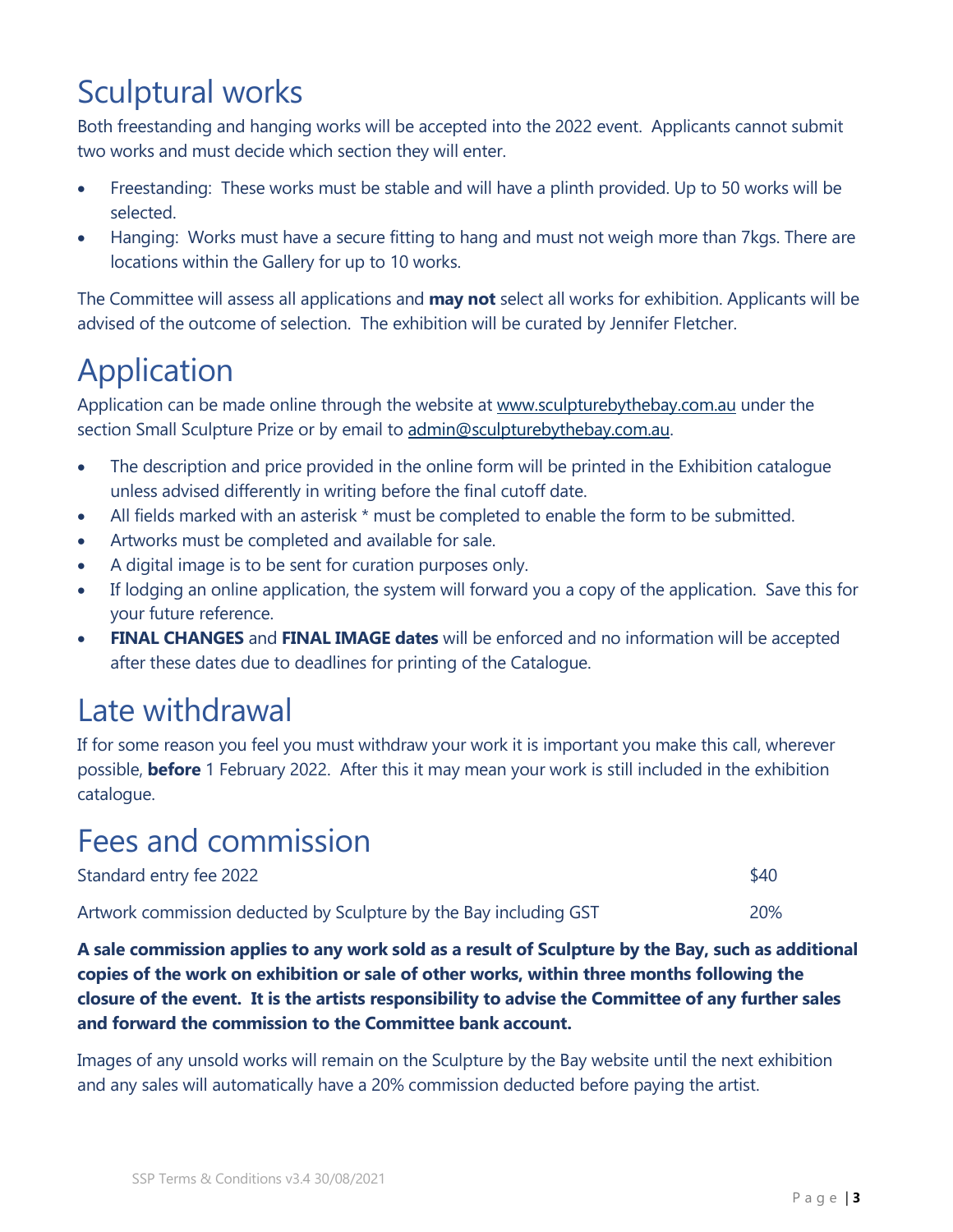# Sculptural works

Both freestanding and hanging works will be accepted into the 2022 event. Applicants cannot submit two works and must decide which section they will enter.

- Freestanding: These works must be stable and will have a plinth provided. Up to 50 works will be selected.
- Hanging: Works must have a secure fitting to hang and must not weigh more than 7kgs. There are locations within the Gallery for up to 10 works.

The Committee will assess all applications and **may not** select all works for exhibition. Applicants will be advised of the outcome of selection. The exhibition will be curated by Jennifer Fletcher.

# Application

Application can be made online through the website at www.sculpturebythebay.com.au under the section Small Sculpture Prize or by email to admin@sculpturebythebay.com.au.

- The description and price provided in the online form will be printed in the Exhibition catalogue unless advised differently in writing before the final cutoff date.
- All fields marked with an asterisk * must be completed to enable the form to be submitted.
- Artworks must be completed and available for sale.
- A digital image is to be sent for curation purposes only.
- If lodging an online application, the system will forward you a copy of the application. Save this for your future reference.
- **FINAL CHANGES** and **FINAL IMAGE dates** will be enforced and no information will be accepted after these dates due to deadlines for printing of the Catalogue.

# Late withdrawal

If for some reason you feel you must withdraw your work it is important you make this call, wherever possible, **before** 1 February 2022. After this it may mean your work is still included in the exhibition catalogue.

# Fees and commission

| | |
|---|---|
| Standard entry fee 2022 | $40 |
| Artwork commission deducted by Sculpture by the Bay including GST | 20% |

**A sale commission applies to any work sold as a result of Sculpture by the Bay, such as additional copies of the work on exhibition or sale of other works, within three months following the closure of the event. It is the artists responsibility to advise the Committee of any further sales and forward the commission to the Committee bank account.**

Images of any unsold works will remain on the Sculpture by the Bay website until the next exhibition and any sales will automatically have a 20% commission deducted before paying the artist.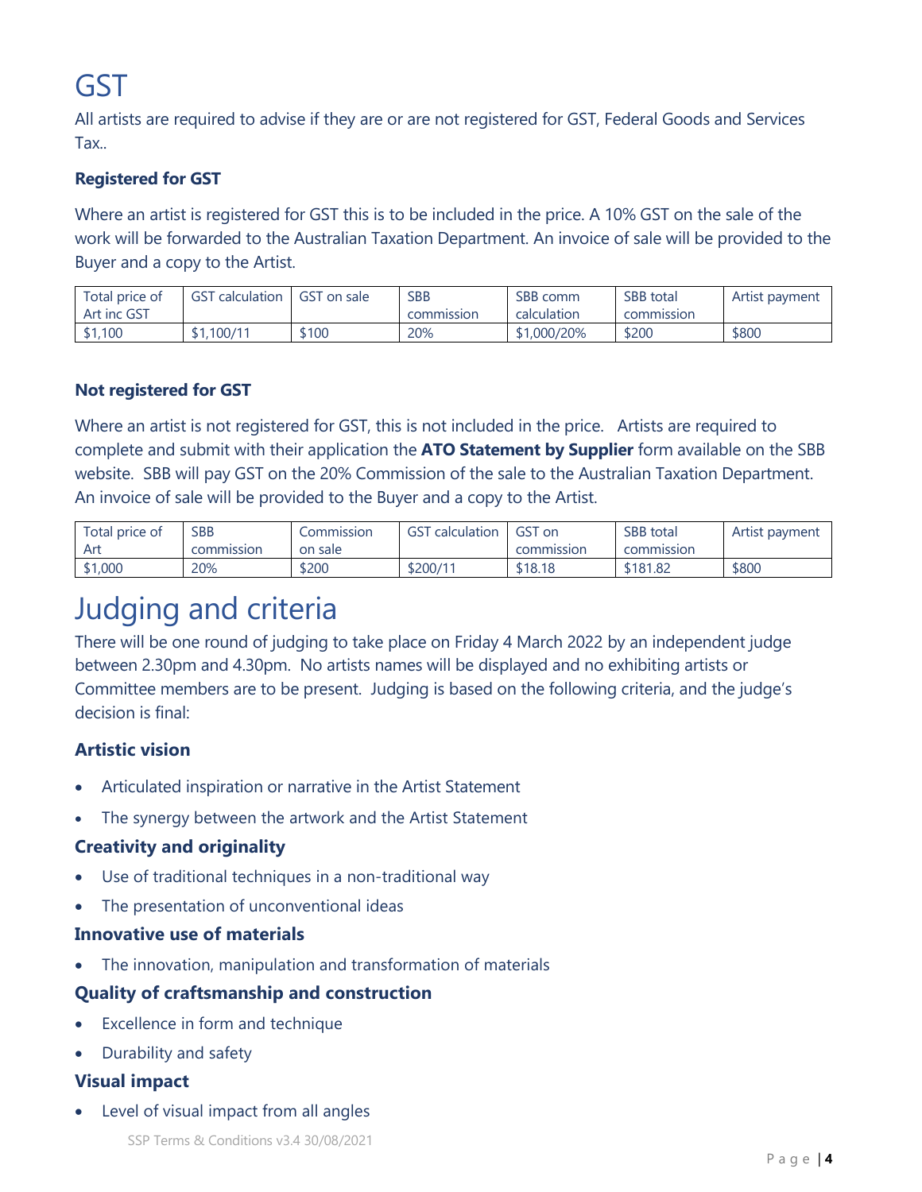# GST

All artists are required to advise if they are or are not registered for GST, Federal Goods and Services Tax..

### Registered for GST

Where an artist is registered for GST this is to be included in the price. A 10% GST on the sale of the work will be forwarded to the Australian Taxation Department. An invoice of sale will be provided to the Buyer and a copy to the Artist.

| Total price of Art inc GST | GST calculation | GST on sale | SBB commission | SBB comm calculation | SBB total commission | Artist payment |
|---|---|---|---|---|---|---|
| $1,100 | $1,100/11 | $100 | 20% | $1,000/20% | $200 | $800 |

### Not registered for GST

Where an artist is not registered for GST, this is not included in the price. Artists are required to complete and submit with their application the **ATO Statement by Supplier** form available on the SBB website. SBB will pay GST on the 20% Commission of the sale to the Australian Taxation Department. An invoice of sale will be provided to the Buyer and a copy to the Artist.

| Total price of Art | SBB commission | Commission on sale | GST calculation | GST on commission | SBB total commission | Artist payment |
|---|---|---|---|---|---|---|
| $1,000 | 20% | $200 | $200/11 | $18.18 | $181.82 | $800 |

# Judging and criteria

There will be one round of judging to take place on Friday 4 March 2022 by an independent judge between 2.30pm and 4.30pm. No artists names will be displayed and no exhibiting artists or Committee members are to be present. Judging is based on the following criteria, and the judge's decision is final:

### Artistic vision

- Articulated inspiration or narrative in the Artist Statement
- The synergy between the artwork and the Artist Statement

### Creativity and originality

- Use of traditional techniques in a non-traditional way
- The presentation of unconventional ideas

### Innovative use of materials

- The innovation, manipulation and transformation of materials

### Quality of craftsmanship and construction

- Excellence in form and technique
- Durability and safety

### Visual impact

- Level of visual impact from all angles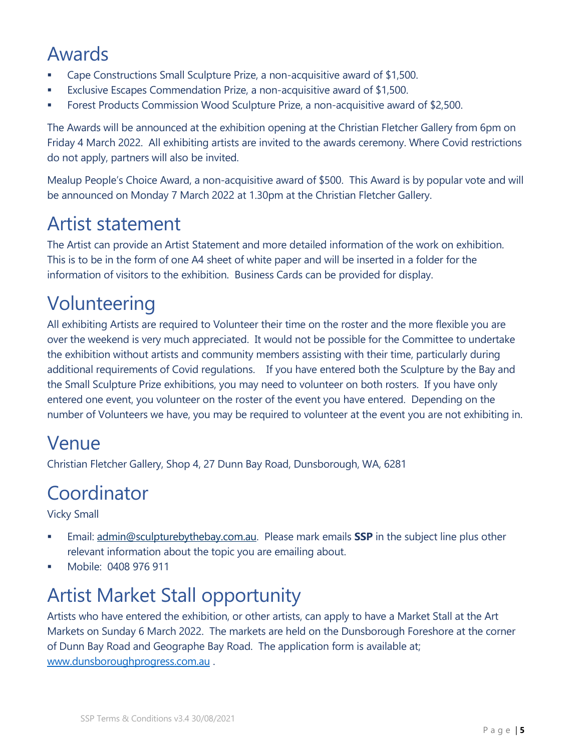# Awards

- Cape Constructions Small Sculpture Prize, a non-acquisitive award of $1,500.
- Exclusive Escapes Commendation Prize, a non-acquisitive award of $1,500.
- Forest Products Commission Wood Sculpture Prize, a non-acquisitive award of $2,500.

The Awards will be announced at the exhibition opening at the Christian Fletcher Gallery from 6pm on Friday 4 March 2022. All exhibiting artists are invited to the awards ceremony. Where Covid restrictions do not apply, partners will also be invited.

Mealup People's Choice Award, a non-acquisitive award of $500. This Award is by popular vote and will be announced on Monday 7 March 2022 at 1.30pm at the Christian Fletcher Gallery.

# Artist statement

The Artist can provide an Artist Statement and more detailed information of the work on exhibition. This is to be in the form of one A4 sheet of white paper and will be inserted in a folder for the information of visitors to the exhibition. Business Cards can be provided for display.

# Volunteering

All exhibiting Artists are required to Volunteer their time on the roster and the more flexible you are over the weekend is very much appreciated. It would not be possible for the Committee to undertake the exhibition without artists and community members assisting with their time, particularly during additional requirements of Covid regulations. If you have entered both the Sculpture by the Bay and the Small Sculpture Prize exhibitions, you may need to volunteer on both rosters. If you have only entered one event, you volunteer on the roster of the event you have entered. Depending on the number of Volunteers we have, you may be required to volunteer at the event you are not exhibiting in.

# Venue

Christian Fletcher Gallery, Shop 4, 27 Dunn Bay Road, Dunsborough, WA, 6281

# Coordinator

Vicky Small

- Email: admin@sculpturebythebay.com.au. Please mark emails **SSP** in the subject line plus other relevant information about the topic you are emailing about.
- Mobile: 0408 976 911

# Artist Market Stall opportunity

Artists who have entered the exhibition, or other artists, can apply to have a Market Stall at the Art Markets on Sunday 6 March 2022. The markets are held on the Dunsborough Foreshore at the corner of Dunn Bay Road and Geographe Bay Road. The application form is available at; www.dunsboroughprogress.com.au .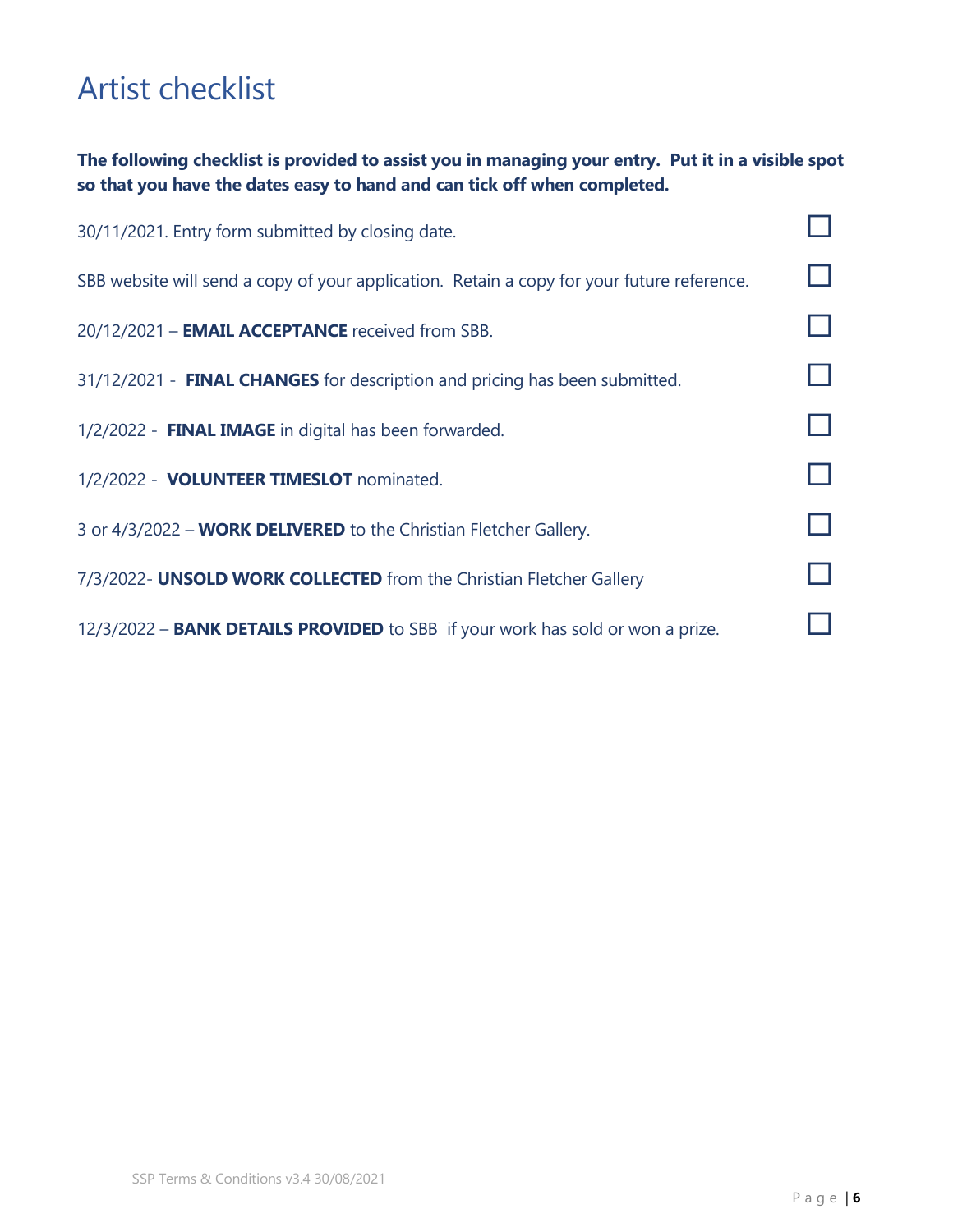# Artist checklist

**The following checklist is provided to assist you in managing your entry. Put it in a visible spot so that you have the dates easy to hand and can tick off when completed.**

- [ ] 30/11/2021. Entry form submitted by closing date.
- [ ] SBB website will send a copy of your application. Retain a copy for your future reference.
- [ ] 20/12/2021 – **EMAIL ACCEPTANCE** received from SBB.
- [ ] 31/12/2021 - **FINAL CHANGES** for description and pricing has been submitted.
- [ ] 1/2/2022 - **FINAL IMAGE** in digital has been forwarded.
- [ ] 1/2/2022 - **VOLUNTEER TIMESLOT** nominated.
- [ ] 3 or 4/3/2022 – **WORK DELIVERED** to the Christian Fletcher Gallery.
- [ ] 7/3/2022- **UNSOLD WORK COLLECTED** from the Christian Fletcher Gallery
- [ ] 12/3/2022 – **BANK DETAILS PROVIDED** to SBB if your work has sold or won a prize.

SSP Terms & Conditions v3.4 30/08/2021